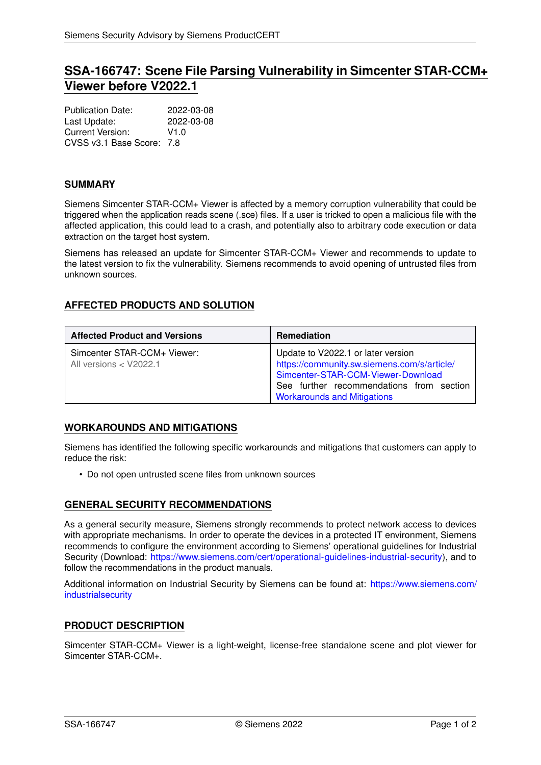# SSA-166747: Scene File Parsing Vulnerability in Simcenter STAR-CCM+ Viewer before V2022.1

Publication Date: 2022-03-08
Last Update: 2022-03-08
Current Version: V1.0
CVSS v3.1 Base Score: 7.8

## SUMMARY

Siemens Simcenter STAR-CCM+ Viewer is affected by a memory corruption vulnerability that could be triggered when the application reads scene (.sce) files. If a user is tricked to open a malicious file with the affected application, this could lead to a crash, and potentially also to arbitrary code execution or data extraction on the target host system.

Siemens has released an update for Simcenter STAR-CCM+ Viewer and recommends to update to the latest version to fix the vulnerability. Siemens recommends to avoid opening of untrusted files from unknown sources.

## AFFECTED PRODUCTS AND SOLUTION

| Affected Product and Versions | Remediation |
| --- | --- |
| Simcenter STAR-CCM+ Viewer: All versions < V2022.1 | Update to V2022.1 or later version https://community.sw.siemens.com/s/article/Simcenter-STAR-CCM-Viewer-Download See further recommendations from section Workarounds and Mitigations |

## WORKAROUNDS AND MITIGATIONS

Siemens has identified the following specific workarounds and mitigations that customers can apply to reduce the risk:

- Do not open untrusted scene files from unknown sources

## GENERAL SECURITY RECOMMENDATIONS

As a general security measure, Siemens strongly recommends to protect network access to devices with appropriate mechanisms. In order to operate the devices in a protected IT environment, Siemens recommends to configure the environment according to Siemens' operational guidelines for Industrial Security (Download: https://www.siemens.com/cert/operational-guidelines-industrial-security), and to follow the recommendations in the product manuals.

Additional information on Industrial Security by Siemens can be found at: https://www.siemens.com/industrialsecurity

## PRODUCT DESCRIPTION

Simcenter STAR-CCM+ Viewer is a light-weight, license-free standalone scene and plot viewer for Simcenter STAR-CCM+.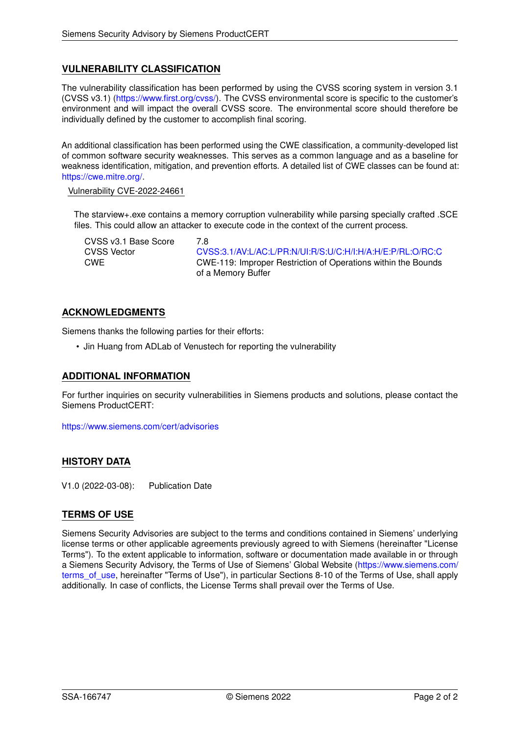## VULNERABILITY CLASSIFICATION

The vulnerability classification has been performed by using the CVSS scoring system in version 3.1 (CVSS v3.1) (https://www.first.org/cvss/). The CVSS environmental score is specific to the customer's environment and will impact the overall CVSS score. The environmental score should therefore be individually defined by the customer to accomplish final scoring.

An additional classification has been performed using the CWE classification, a community-developed list of common software security weaknesses. This serves as a common language and as a baseline for weakness identification, mitigation, and prevention efforts. A detailed list of CWE classes can be found at: https://cwe.mitre.org/.

### Vulnerability CVE-2022-24661

The starview+.exe contains a memory corruption vulnerability while parsing specially crafted .SCE files. This could allow an attacker to execute code in the context of the current process.

| | |
|---|---|
| CVSS v3.1 Base Score | 7.8 |
| CVSS Vector | CVSS:3.1/AV:L/AC:L/PR:N/UI:R/S:U/C:H/I:H/A:H/E:P/RL:O/RC:C |
| CWE | CWE-119: Improper Restriction of Operations within the Bounds of a Memory Buffer |

## ACKNOWLEDGMENTS

Siemens thanks the following parties for their efforts:

- Jin Huang from ADLab of Venustech for reporting the vulnerability

## ADDITIONAL INFORMATION

For further inquiries on security vulnerabilities in Siemens products and solutions, please contact the Siemens ProductCERT:

https://www.siemens.com/cert/advisories

## HISTORY DATA

V1.0 (2022-03-08): Publication Date

## TERMS OF USE

Siemens Security Advisories are subject to the terms and conditions contained in Siemens' underlying license terms or other applicable agreements previously agreed to with Siemens (hereinafter "License Terms"). To the extent applicable to information, software or documentation made available in or through a Siemens Security Advisory, the Terms of Use of Siemens' Global Website (https://www.siemens.com/terms_of_use, hereinafter "Terms of Use"), in particular Sections 8-10 of the Terms of Use, shall apply additionally. In case of conflicts, the License Terms shall prevail over the Terms of Use.